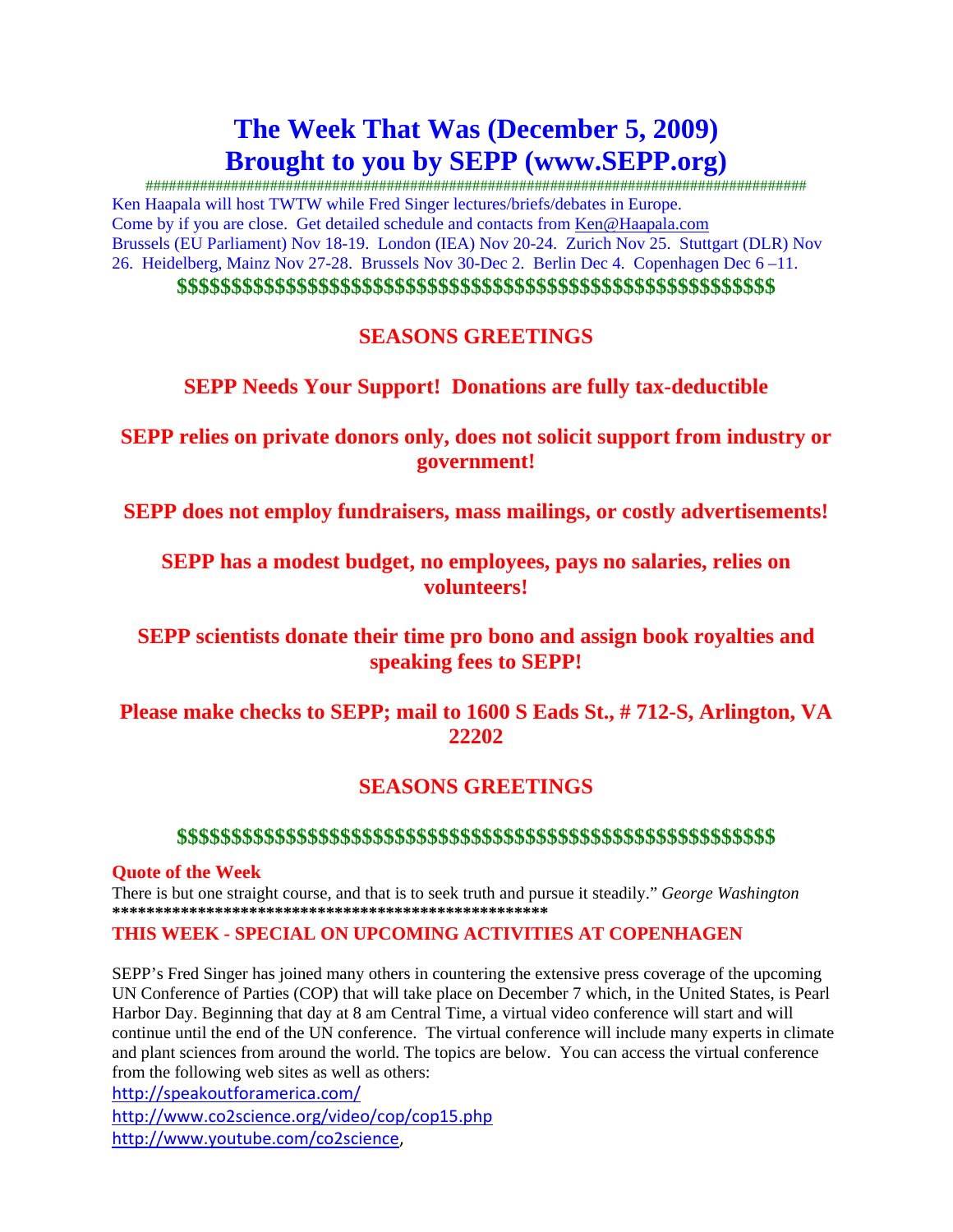# The Week That Was (December 5, 2009)
# Brought to you by SEPP (www.SEPP.org)

########################################################################################

Ken Haapala will host TWTW while Fred Singer lectures/briefs/debates in Europe.
Come by if you are close. Get detailed schedule and contacts from Ken@Haapala.com
Brussels (EU Parliament) Nov 18-19. London (IEA) Nov 20-24. Zurich Nov 25. Stuttgart (DLR) Nov 26. Heidelberg, Mainz Nov 27-28. Brussels Nov 30-Dec 2. Berlin Dec 4. Copenhagen Dec 6 –11.

**$$$$$$$$$$$$$$$$$$$$$$$$$$$$$$$$$$$$$$$$$$$$$$$$$$$$$$$$$$**

## SEASONS GREETINGS

**SEPP Needs Your Support! Donations are fully tax-deductible**

**SEPP relies on private donors only, does not solicit support from industry or government!**

**SEPP does not employ fundraisers, mass mailings, or costly advertisements!**

**SEPP has a modest budget, no employees, pays no salaries, relies on volunteers!**

**SEPP scientists donate their time pro bono and assign book royalties and speaking fees to SEPP!**

**Please make checks to SEPP; mail to 1600 S Eads St., # 712-S, Arlington, VA 22202**

## SEASONS GREETINGS

**$$$$$$$$$$$$$$$$$$$$$$$$$$$$$$$$$$$$$$$$$$$$$$$$$$$$$$$$$$**

**Quote of the Week**

There is but one straight course, and that is to seek truth and pursue it steadily." *George Washington*

**\*\*\*\*\*\*\*\*\*\*\*\*\*\*\*\*\*\*\*\*\*\*\*\*\*\*\*\*\*\*\*\*\*\*\*\*\*\*\*\*\*\*\*\*\*\*\*\*\*\*\*\*\***

**THIS WEEK - SPECIAL ON UPCOMING ACTIVITIES AT COPENHAGEN**

SEPP's Fred Singer has joined many others in countering the extensive press coverage of the upcoming UN Conference of Parties (COP) that will take place on December 7 which, in the United States, is Pearl Harbor Day. Beginning that day at 8 am Central Time, a virtual video conference will start and will continue until the end of the UN conference. The virtual conference will include many experts in climate and plant sciences from around the world. The topics are below. You can access the virtual conference from the following web sites as well as others:

http://speakoutforamerica.com/
http://www.co2science.org/video/cop/cop15.php
http://www.youtube.com/co2science,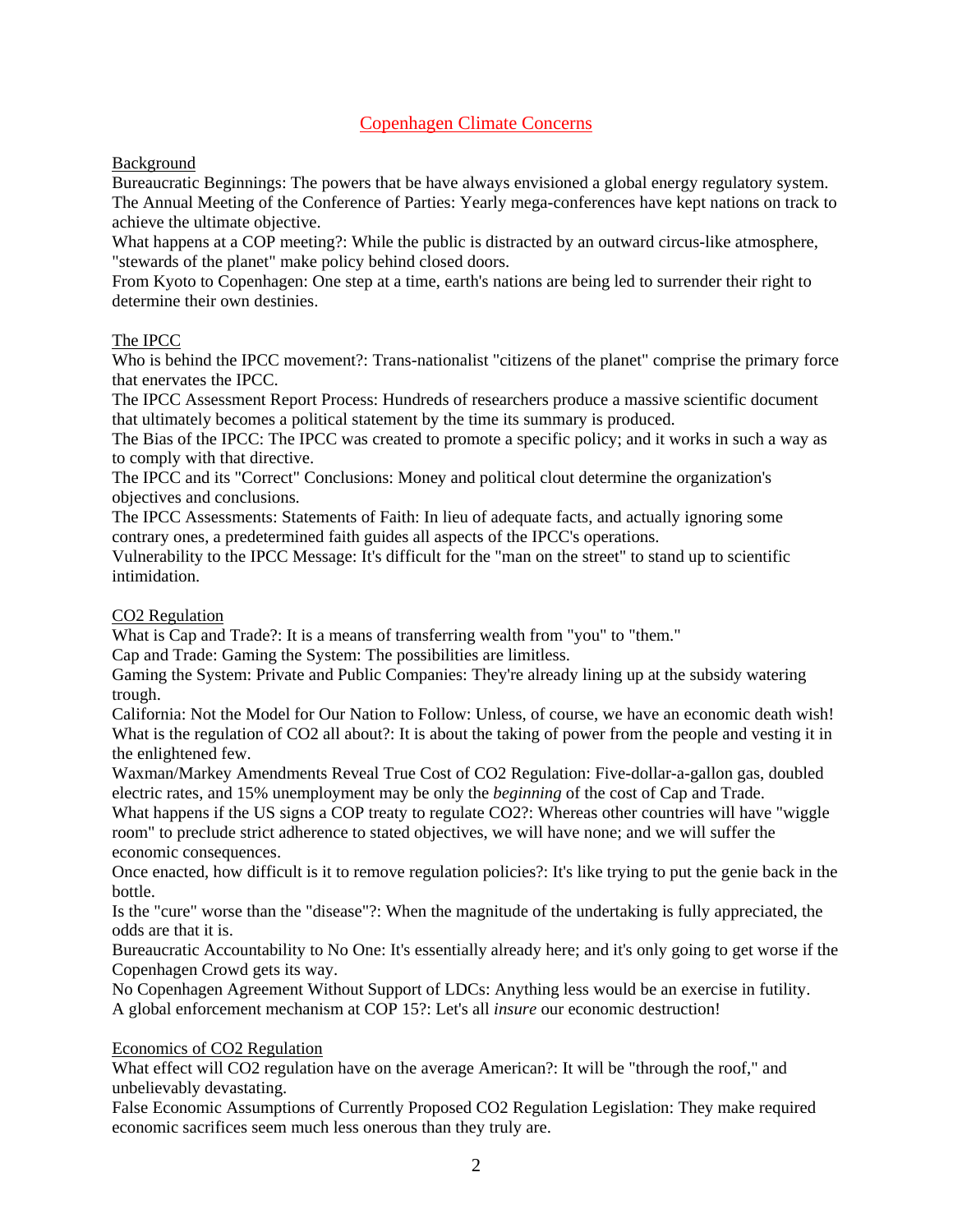# Copenhagen Climate Concerns

## Background

Bureaucratic Beginnings: The powers that be have always envisioned a global energy regulatory system.
The Annual Meeting of the Conference of Parties: Yearly mega-conferences have kept nations on track to achieve the ultimate objective.
What happens at a COP meeting?: While the public is distracted by an outward circus-like atmosphere, "stewards of the planet" make policy behind closed doors.
From Kyoto to Copenhagen: One step at a time, earth's nations are being led to surrender their right to determine their own destinies.

## The IPCC

Who is behind the IPCC movement?: Trans-nationalist "citizens of the planet" comprise the primary force that enervates the IPCC.
The IPCC Assessment Report Process: Hundreds of researchers produce a massive scientific document that ultimately becomes a political statement by the time its summary is produced.
The Bias of the IPCC: The IPCC was created to promote a specific policy; and it works in such a way as to comply with that directive.
The IPCC and its "Correct" Conclusions: Money and political clout determine the organization's objectives and conclusions.
The IPCC Assessments: Statements of Faith: In lieu of adequate facts, and actually ignoring some contrary ones, a predetermined faith guides all aspects of the IPCC's operations.
Vulnerability to the IPCC Message: It's difficult for the "man on the street" to stand up to scientific intimidation.

## $CO_2$ Regulation

What is Cap and Trade?: It is a means of transferring wealth from "you" to "them."
Cap and Trade: Gaming the System: The possibilities are limitless.
Gaming the System: Private and Public Companies: They're already lining up at the subsidy watering trough.
California: Not the Model for Our Nation to Follow: Unless, of course, we have an economic death wish!
What is the regulation of $CO_2$ all about?: It is about the taking of power from the people and vesting it in the enlightened few.
Waxman/Markey Amendments Reveal True Cost of $CO_2$ Regulation: Five-dollar-a-gallon gas, doubled electric rates, and 15% unemployment may be only the *beginning* of the cost of Cap and Trade.
What happens if the US signs a COP treaty to regulate $CO_2$?: Whereas other countries will have "wiggle room" to preclude strict adherence to stated objectives, we will have none; and we will suffer the economic consequences.
Once enacted, how difficult is it to remove regulation policies?: It's like trying to put the genie back in the bottle.
Is the "cure" worse than the "disease"?: When the magnitude of the undertaking is fully appreciated, the odds are that it is.
Bureaucratic Accountability to No One: It's essentially already here; and it's only going to get worse if the Copenhagen Crowd gets its way.
No Copenhagen Agreement Without Support of LDCs: Anything less would be an exercise in futility.
A global enforcement mechanism at COP 15?: Let's all *insure* our economic destruction!

## Economics of $CO_2$ Regulation

What effect will $CO_2$ regulation have on the average American?: It will be "through the roof," and unbelievably devastating.
False Economic Assumptions of Currently Proposed $CO_2$ Regulation Legislation: They make required economic sacrifices seem much less onerous than they truly are.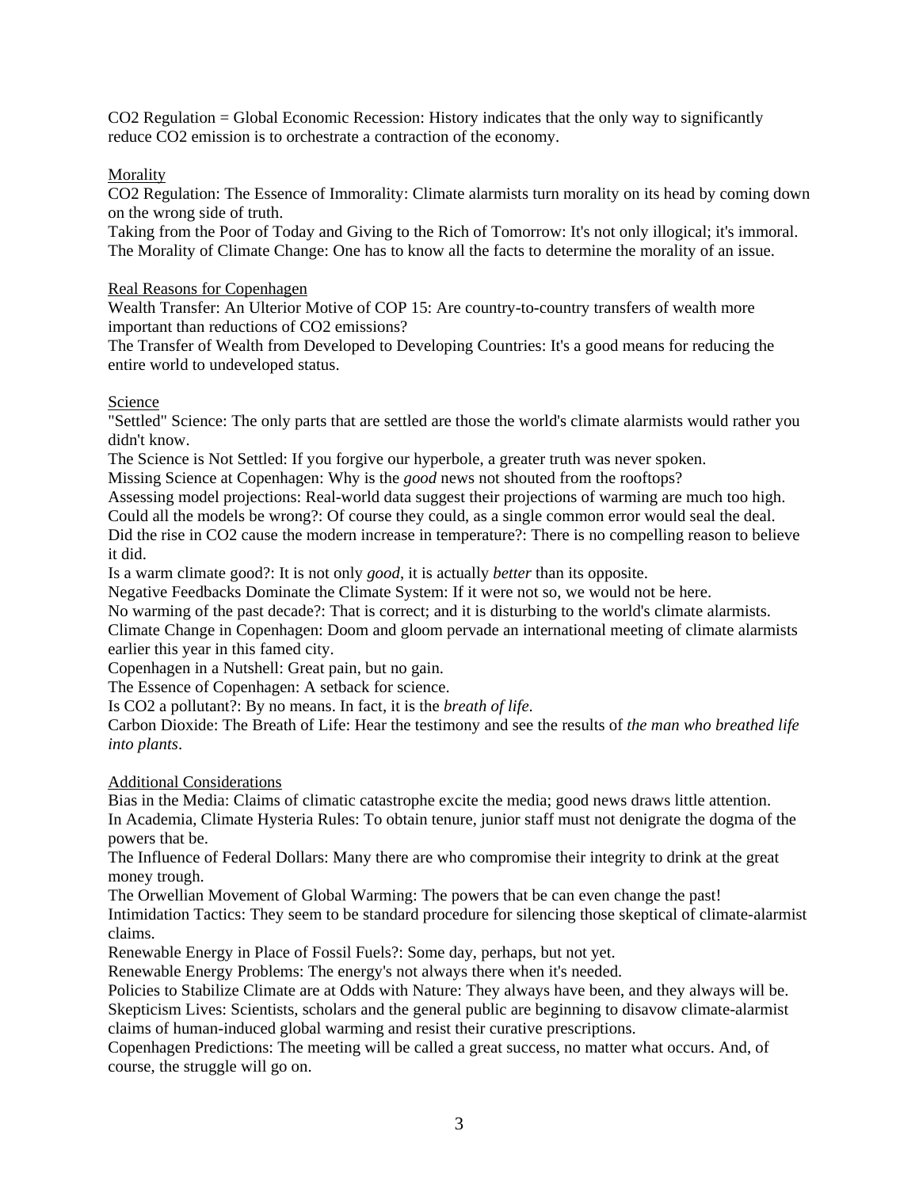$CO_2$ Regulation = Global Economic Recession: History indicates that the only way to significantly reduce $CO_2$ emission is to orchestrate a contraction of the economy.

## Morality

$CO_2$ Regulation: The Essence of Immorality: Climate alarmists turn morality on its head by coming down on the wrong side of truth.
Taking from the Poor of Today and Giving to the Rich of Tomorrow: It's not only illogical; it's immoral.
The Morality of Climate Change: One has to know all the facts to determine the morality of an issue.

## Real Reasons for Copenhagen

Wealth Transfer: An Ulterior Motive of COP 15: Are country-to-country transfers of wealth more important than reductions of $CO_2$ emissions?
The Transfer of Wealth from Developed to Developing Countries: It's a good means for reducing the entire world to undeveloped status.

## Science

"Settled" Science: The only parts that are settled are those the world's climate alarmists would rather you didn't know.
The Science is Not Settled: If you forgive our hyperbole, a greater truth was never spoken.
Missing Science at Copenhagen: Why is the *good* news not shouted from the rooftops?
Assessing model projections: Real-world data suggest their projections of warming are much too high.
Could all the models be wrong?: Of course they could, as a single common error would seal the deal.
Did the rise in $CO_2$ cause the modern increase in temperature?: There is no compelling reason to believe it did.
Is a warm climate good?: It is not only *good*, it is actually *better* than its opposite.
Negative Feedbacks Dominate the Climate System: If it were not so, we would not be here.
No warming of the past decade?: That is correct; and it is disturbing to the world's climate alarmists.
Climate Change in Copenhagen: Doom and gloom pervade an international meeting of climate alarmists earlier this year in this famed city.
Copenhagen in a Nutshell: Great pain, but no gain.
The Essence of Copenhagen: A setback for science.
Is $CO_2$ a pollutant?: By no means. In fact, it is the *breath of life*.
Carbon Dioxide: The Breath of Life: Hear the testimony and see the results of *the man who breathed life into plants*.

## Additional Considerations

Bias in the Media: Claims of climatic catastrophe excite the media; good news draws little attention.
In Academia, Climate Hysteria Rules: To obtain tenure, junior staff must not denigrate the dogma of the powers that be.
The Influence of Federal Dollars: Many there are who compromise their integrity to drink at the great money trough.
The Orwellian Movement of Global Warming: The powers that be can even change the past!
Intimidation Tactics: They seem to be standard procedure for silencing those skeptical of climate-alarmist claims.
Renewable Energy in Place of Fossil Fuels?: Some day, perhaps, but not yet.
Renewable Energy Problems: The energy's not always there when it's needed.
Policies to Stabilize Climate are at Odds with Nature: They always have been, and they always will be.
Skepticism Lives: Scientists, scholars and the general public are beginning to disavow climate-alarmist claims of human-induced global warming and resist their curative prescriptions.
Copenhagen Predictions: The meeting will be called a great success, no matter what occurs. And, of course, the struggle will go on.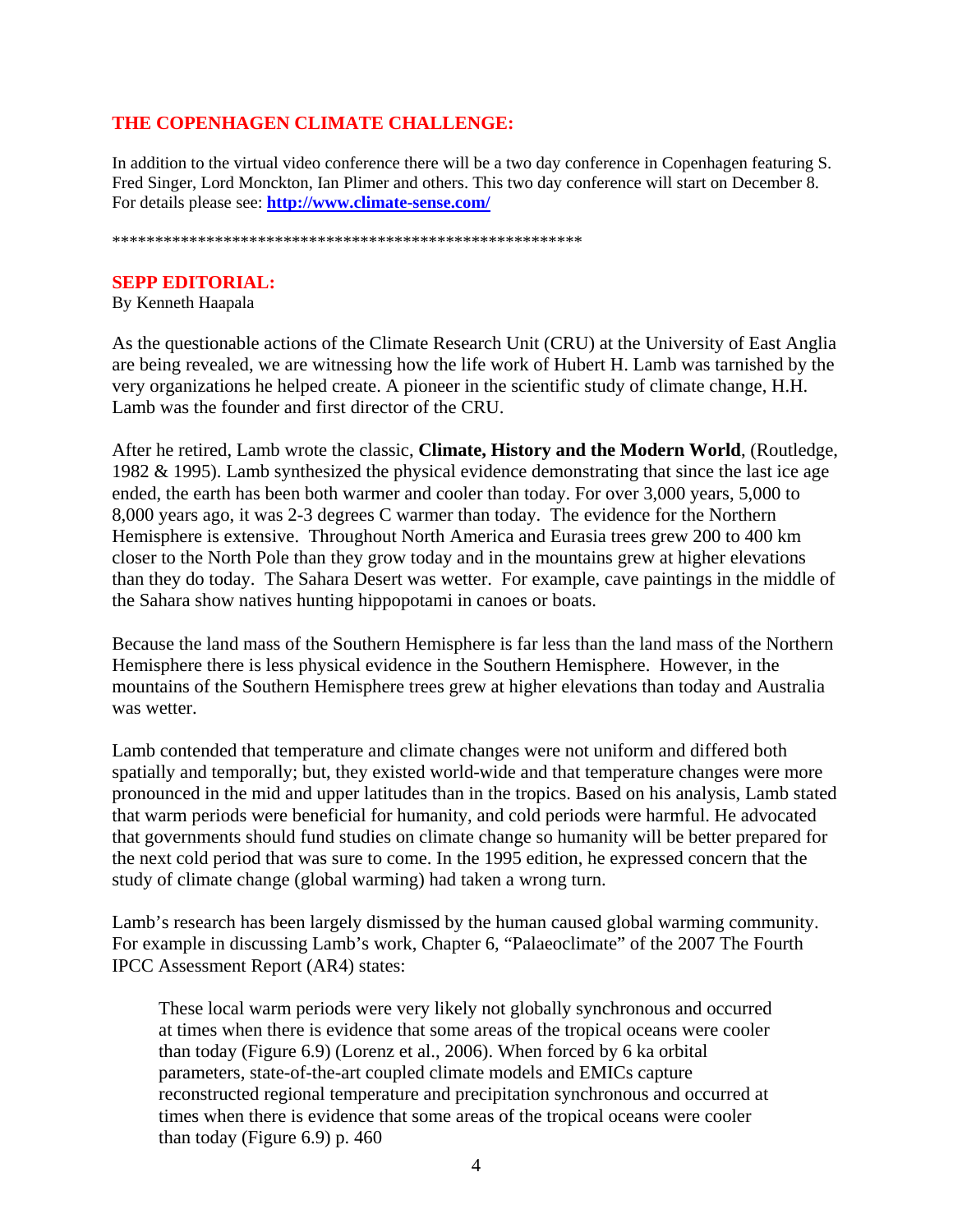## THE COPENHAGEN CLIMATE CHALLENGE:

In addition to the virtual video conference there will be a two day conference in Copenhagen featuring S. Fred Singer, Lord Monckton, Ian Plimer and others. This two day conference will start on December 8. For details please see: **http://www.climate-sense.com/**

*******************************************************

## SEPP EDITORIAL:

By Kenneth Haapala

As the questionable actions of the Climate Research Unit (CRU) at the University of East Anglia are being revealed, we are witnessing how the life work of Hubert H. Lamb was tarnished by the very organizations he helped create. A pioneer in the scientific study of climate change, H.H. Lamb was the founder and first director of the CRU.

After he retired, Lamb wrote the classic, **Climate, History and the Modern World**, (Routledge, 1982 & 1995). Lamb synthesized the physical evidence demonstrating that since the last ice age ended, the earth has been both warmer and cooler than today. For over 3,000 years, 5,000 to 8,000 years ago, it was 2-3 degrees C warmer than today. The evidence for the Northern Hemisphere is extensive. Throughout North America and Eurasia trees grew 200 to 400 km closer to the North Pole than they grow today and in the mountains grew at higher elevations than they do today. The Sahara Desert was wetter. For example, cave paintings in the middle of the Sahara show natives hunting hippopotami in canoes or boats.

Because the land mass of the Southern Hemisphere is far less than the land mass of the Northern Hemisphere there is less physical evidence in the Southern Hemisphere. However, in the mountains of the Southern Hemisphere trees grew at higher elevations than today and Australia was wetter.

Lamb contended that temperature and climate changes were not uniform and differed both spatially and temporally; but, they existed world-wide and that temperature changes were more pronounced in the mid and upper latitudes than in the tropics. Based on his analysis, Lamb stated that warm periods were beneficial for humanity, and cold periods were harmful. He advocated that governments should fund studies on climate change so humanity will be better prepared for the next cold period that was sure to come. In the 1995 edition, he expressed concern that the study of climate change (global warming) had taken a wrong turn.

Lamb's research has been largely dismissed by the human caused global warming community. For example in discussing Lamb's work, Chapter 6, "Palaeoclimate" of the 2007 The Fourth IPCC Assessment Report (AR4) states:

> These local warm periods were very likely not globally synchronous and occurred at times when there is evidence that some areas of the tropical oceans were cooler than today (Figure 6.9) (Lorenz et al., 2006). When forced by 6 ka orbital parameters, state-of-the-art coupled climate models and EMICs capture reconstructed regional temperature and precipitation synchronous and occurred at times when there is evidence that some areas of the tropical oceans were cooler than today (Figure 6.9) p. 460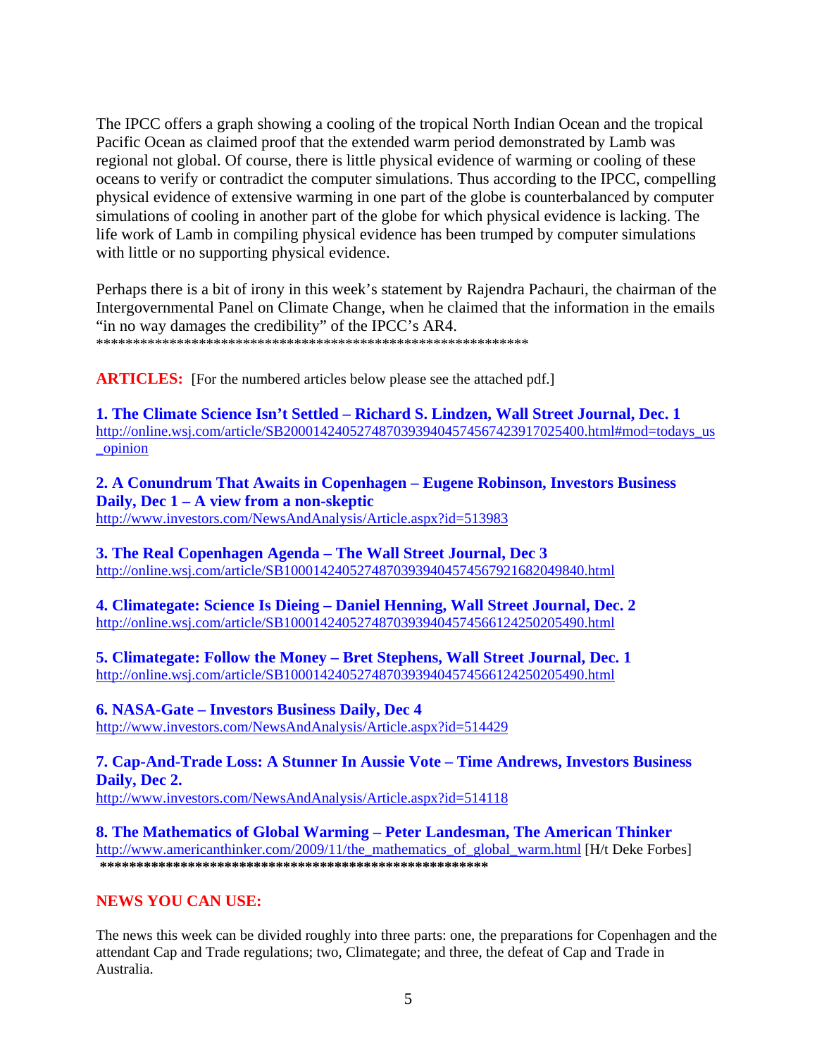The IPCC offers a graph showing a cooling of the tropical North Indian Ocean and the tropical Pacific Ocean as claimed proof that the extended warm period demonstrated by Lamb was regional not global. Of course, there is little physical evidence of warming or cooling of these oceans to verify or contradict the computer simulations. Thus according to the IPCC, compelling physical evidence of extensive warming in one part of the globe is counterbalanced by computer simulations of cooling in another part of the globe for which physical evidence is lacking. The life work of Lamb in compiling physical evidence has been trumped by computer simulations with little or no supporting physical evidence.

Perhaps there is a bit of irony in this week's statement by Rajendra Pachauri, the chairman of the Intergovernmental Panel on Climate Change, when he claimed that the information in the emails "in no way damages the credibility" of the IPCC's AR4.
************************************************************

**ARTICLES:** [For the numbered articles below please see the attached pdf.]

**1. The Climate Science Isn't Settled – Richard S. Lindzen, Wall Street Journal, Dec. 1**
http://online.wsj.com/article/SB20001424052748703939404574567423917025400.html#mod=todays_us_opinion

**2. A Conundrum That Awaits in Copenhagen – Eugene Robinson, Investors Business Daily, Dec 1 – A view from a non-skeptic**
http://www.investors.com/NewsAndAnalysis/Article.aspx?id=513983

**3. The Real Copenhagen Agenda – The Wall Street Journal, Dec 3**
http://online.wsj.com/article/SB10001424052748703939404574567921682049840.html

**4. Climategate: Science Is Dieing – Daniel Henning, Wall Street Journal, Dec. 2**
http://online.wsj.com/article/SB10001424052748703939404574566124250205490.html

**5. Climategate: Follow the Money – Bret Stephens, Wall Street Journal, Dec. 1**
http://online.wsj.com/article/SB10001424052748703939404574566124250205490.html

**6. NASA-Gate – Investors Business Daily, Dec 4**
http://www.investors.com/NewsAndAnalysis/Article.aspx?id=514429

**7. Cap-And-Trade Loss: A Stunner In Aussie Vote – Time Andrews, Investors Business Daily, Dec 2.**
http://www.investors.com/NewsAndAnalysis/Article.aspx?id=514118

**8. The Mathematics of Global Warming – Peter Landesman, The American Thinker**
http://www.americanthinker.com/2009/11/the_mathematics_of_global_warm.html [H/t Deke Forbes]
********************************************************

**NEWS YOU CAN USE:**

The news this week can be divided roughly into three parts: one, the preparations for Copenhagen and the attendant Cap and Trade regulations; two, Climategate; and three, the defeat of Cap and Trade in Australia.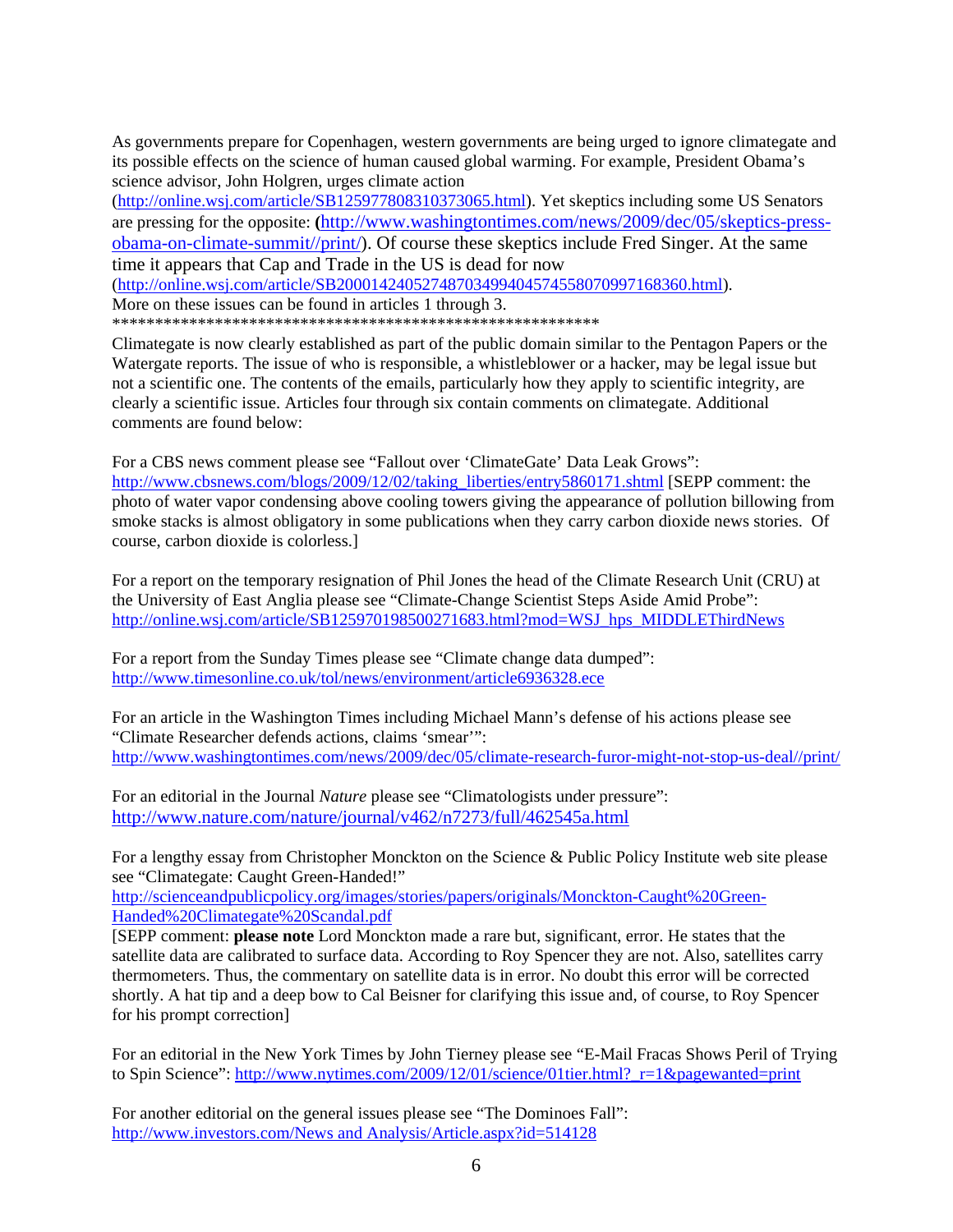As governments prepare for Copenhagen, western governments are being urged to ignore climategate and its possible effects on the science of human caused global warming. For example, President Obama's science advisor, John Holgren, urges climate action (http://online.wsj.com/article/SB125977808310373065.html). Yet skeptics including some US Senators are pressing for the opposite: (http://www.washingtontimes.com/news/2009/dec/05/skeptics-press-obama-on-climate-summit//print/). Of course these skeptics include Fred Singer. At the same time it appears that Cap and Trade in the US is dead for now (http://online.wsj.com/article/SB20001424052748703499404574558070997168360.html). More on these issues can be found in articles 1 through 3.

**********************************************************

Climategate is now clearly established as part of the public domain similar to the Pentagon Papers or the Watergate reports. The issue of who is responsible, a whistleblower or a hacker, may be legal issue but not a scientific one. The contents of the emails, particularly how they apply to scientific integrity, are clearly a scientific issue. Articles four through six contain comments on climategate. Additional comments are found below:

For a CBS news comment please see "Fallout over 'ClimateGate' Data Leak Grows": http://www.cbsnews.com/blogs/2009/12/02/taking_liberties/entry5860171.shtml [SEPP comment: the photo of water vapor condensing above cooling towers giving the appearance of pollution billowing from smoke stacks is almost obligatory in some publications when they carry carbon dioxide news stories. Of course, carbon dioxide is colorless.]

For a report on the temporary resignation of Phil Jones the head of the Climate Research Unit (CRU) at the University of East Anglia please see "Climate-Change Scientist Steps Aside Amid Probe": http://online.wsj.com/article/SB125970198500271683.html?mod=WSJ_hps_MIDDLEThirdNews

For a report from the Sunday Times please see "Climate change data dumped": http://www.timesonline.co.uk/tol/news/environment/article6936328.ece

For an article in the Washington Times including Michael Mann's defense of his actions please see "Climate Researcher defends actions, claims 'smear'": http://www.washingtontimes.com/news/2009/dec/05/climate-research-furor-might-not-stop-us-deal//print/

For an editorial in the Journal *Nature* please see "Climatologists under pressure": http://www.nature.com/nature/journal/v462/n7273/full/462545a.html

For a lengthy essay from Christopher Monckton on the Science & Public Policy Institute web site please see "Climategate: Caught Green-Handed!" http://scienceandpublicpolicy.org/images/stories/papers/originals/Monckton-Caught%20Green-Handed%20Climategate%20Scandal.pdf
[SEPP comment: **please note** Lord Monckton made a rare but, significant, error. He states that the satellite data are calibrated to surface data. According to Roy Spencer they are not. Also, satellites carry thermometers. Thus, the commentary on satellite data is in error. No doubt this error will be corrected shortly. A hat tip and a deep bow to Cal Beisner for clarifying this issue and, of course, to Roy Spencer for his prompt correction]

For an editorial in the New York Times by John Tierney please see "E-Mail Fracas Shows Peril of Trying to Spin Science": http://www.nytimes.com/2009/12/01/science/01tier.html?_r=1&pagewanted=print

For another editorial on the general issues please see "The Dominoes Fall": http://www.investors.com/News and Analysis/Article.aspx?id=514128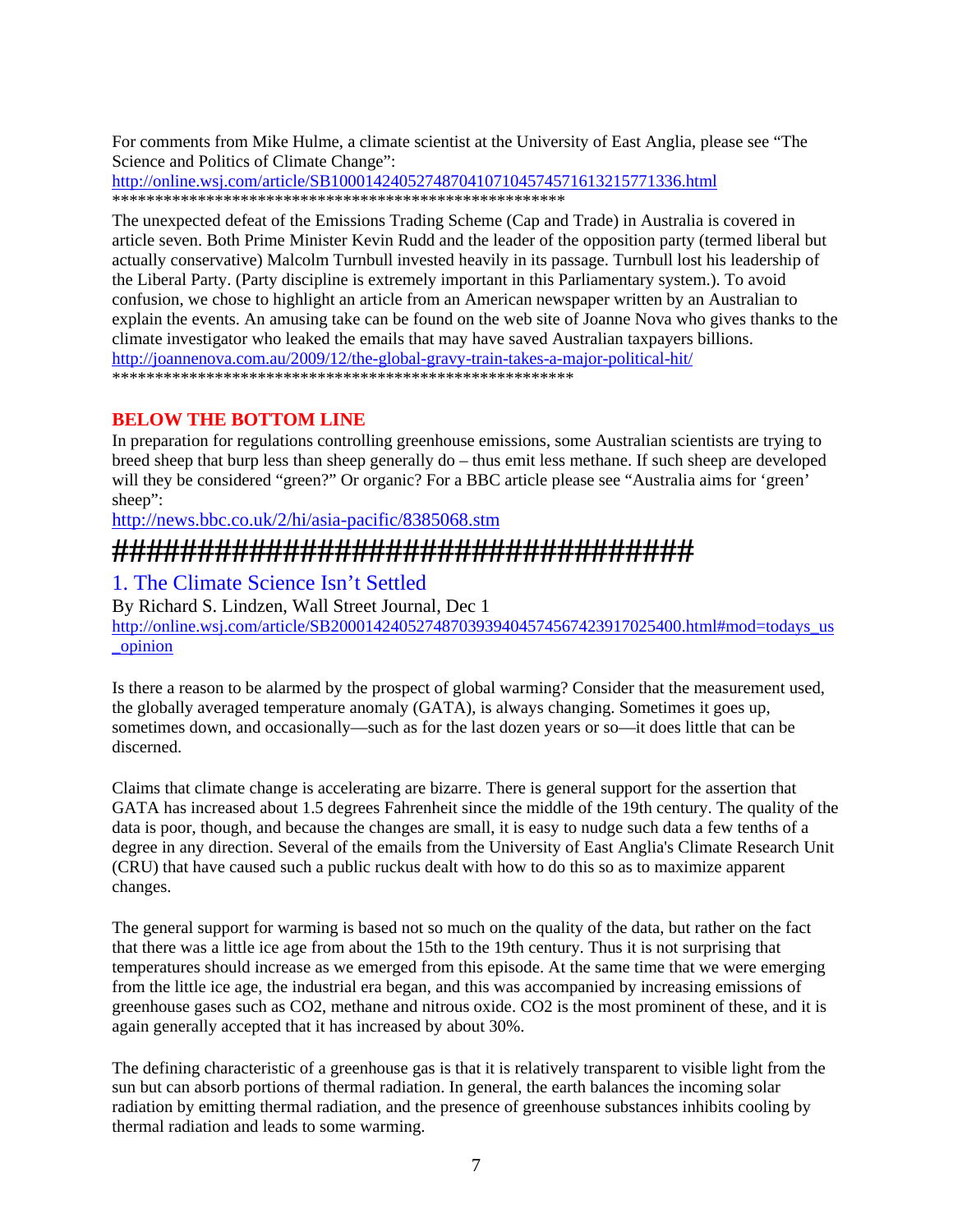For comments from Mike Hulme, a climate scientist at the University of East Anglia, please see "The Science and Politics of Climate Change":
http://online.wsj.com/article/SB10001424052748704107104574571613215771336.html
******************************************************

The unexpected defeat of the Emissions Trading Scheme (Cap and Trade) in Australia is covered in article seven. Both Prime Minister Kevin Rudd and the leader of the opposition party (termed liberal but actually conservative) Malcolm Turnbull invested heavily in its passage. Turnbull lost his leadership of the Liberal Party. (Party discipline is extremely important in this Parliamentary system.). To avoid confusion, we chose to highlight an article from an American newspaper written by an Australian to explain the events. An amusing take can be found on the web site of Joanne Nova who gives thanks to the climate investigator who leaked the emails that may have saved Australian taxpayers billions.
http://joannenova.com.au/2009/12/the-global-gravy-train-takes-a-major-political-hit/
*******************************************************

**BELOW THE BOTTOM LINE**

In preparation for regulations controlling greenhouse emissions, some Australian scientists are trying to breed sheep that burp less than sheep generally do – thus emit less methane. If such sheep are developed will they be considered "green?" Or organic? For a BBC article please see "Australia aims for 'green' sheep":
http://news.bbc.co.uk/2/hi/asia-pacific/8385068.stm

**####################################**

## 1. The Climate Science Isn't Settled

By Richard S. Lindzen, Wall Street Journal, Dec 1
http://online.wsj.com/article/SB20001424052748703939404574567423917025400.html#mod=todays_us_opinion

Is there a reason to be alarmed by the prospect of global warming? Consider that the measurement used, the globally averaged temperature anomaly (GATA), is always changing. Sometimes it goes up, sometimes down, and occasionally—such as for the last dozen years or so—it does little that can be discerned.

Claims that climate change is accelerating are bizarre. There is general support for the assertion that GATA has increased about 1.5 degrees Fahrenheit since the middle of the 19th century. The quality of the data is poor, though, and because the changes are small, it is easy to nudge such data a few tenths of a degree in any direction. Several of the emails from the University of East Anglia's Climate Research Unit (CRU) that have caused such a public ruckus dealt with how to do this so as to maximize apparent changes.

The general support for warming is based not so much on the quality of the data, but rather on the fact that there was a little ice age from about the 15th to the 19th century. Thus it is not surprising that temperatures should increase as we emerged from this episode. At the same time that we were emerging from the little ice age, the industrial era began, and this was accompanied by increasing emissions of greenhouse gases such as $CO_2$, methane and nitrous oxide. $CO_2$ is the most prominent of these, and it is again generally accepted that it has increased by about 30%.

The defining characteristic of a greenhouse gas is that it is relatively transparent to visible light from the sun but can absorb portions of thermal radiation. In general, the earth balances the incoming solar radiation by emitting thermal radiation, and the presence of greenhouse substances inhibits cooling by thermal radiation and leads to some warming.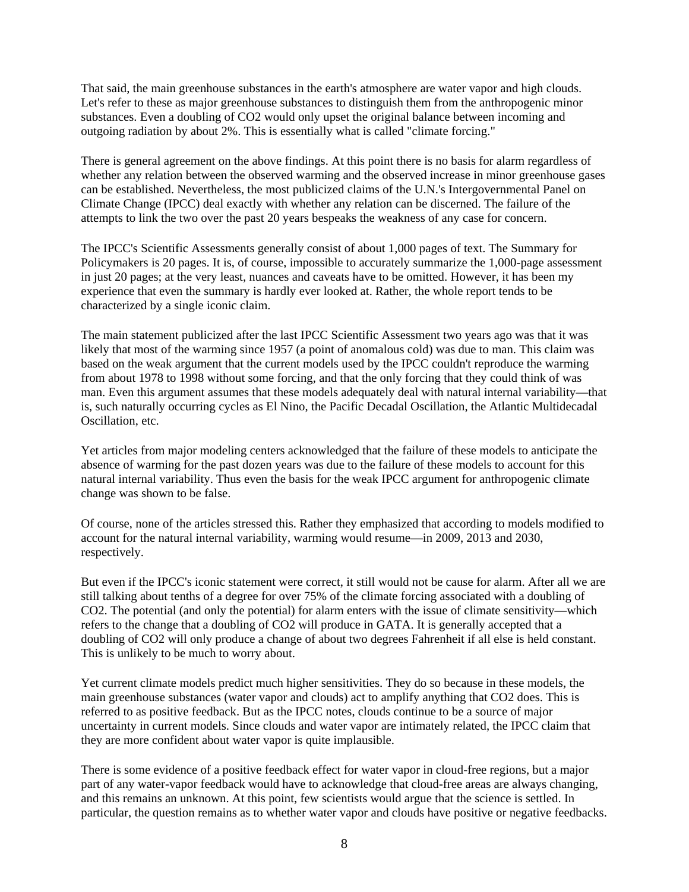That said, the main greenhouse substances in the earth's atmosphere are water vapor and high clouds. Let's refer to these as major greenhouse substances to distinguish them from the anthropogenic minor substances. Even a doubling of $CO_2$ would only upset the original balance between incoming and outgoing radiation by about 2%. This is essentially what is called "climate forcing."

There is general agreement on the above findings. At this point there is no basis for alarm regardless of whether any relation between the observed warming and the observed increase in minor greenhouse gases can be established. Nevertheless, the most publicized claims of the U.N.'s Intergovernmental Panel on Climate Change (IPCC) deal exactly with whether any relation can be discerned. The failure of the attempts to link the two over the past 20 years bespeaks the weakness of any case for concern.

The IPCC's Scientific Assessments generally consist of about 1,000 pages of text. The Summary for Policymakers is 20 pages. It is, of course, impossible to accurately summarize the 1,000-page assessment in just 20 pages; at the very least, nuances and caveats have to be omitted. However, it has been my experience that even the summary is hardly ever looked at. Rather, the whole report tends to be characterized by a single iconic claim.

The main statement publicized after the last IPCC Scientific Assessment two years ago was that it was likely that most of the warming since 1957 (a point of anomalous cold) was due to man. This claim was based on the weak argument that the current models used by the IPCC couldn't reproduce the warming from about 1978 to 1998 without some forcing, and that the only forcing that they could think of was man. Even this argument assumes that these models adequately deal with natural internal variability—that is, such naturally occurring cycles as El Nino, the Pacific Decadal Oscillation, the Atlantic Multidecadal Oscillation, etc.

Yet articles from major modeling centers acknowledged that the failure of these models to anticipate the absence of warming for the past dozen years was due to the failure of these models to account for this natural internal variability. Thus even the basis for the weak IPCC argument for anthropogenic climate change was shown to be false.

Of course, none of the articles stressed this. Rather they emphasized that according to models modified to account for the natural internal variability, warming would resume—in 2009, 2013 and 2030, respectively.

But even if the IPCC's iconic statement were correct, it still would not be cause for alarm. After all we are still talking about tenths of a degree for over 75% of the climate forcing associated with a doubling of $CO_2$. The potential (and only the potential) for alarm enters with the issue of climate sensitivity—which refers to the change that a doubling of $CO_2$ will produce in GATA. It is generally accepted that a doubling of $CO_2$ will only produce a change of about two degrees Fahrenheit if all else is held constant. This is unlikely to be much to worry about.

Yet current climate models predict much higher sensitivities. They do so because in these models, the main greenhouse substances (water vapor and clouds) act to amplify anything that $CO_2$ does. This is referred to as positive feedback. But as the IPCC notes, clouds continue to be a source of major uncertainty in current models. Since clouds and water vapor are intimately related, the IPCC claim that they are more confident about water vapor is quite implausible.

There is some evidence of a positive feedback effect for water vapor in cloud-free regions, but a major part of any water-vapor feedback would have to acknowledge that cloud-free areas are always changing, and this remains an unknown. At this point, few scientists would argue that the science is settled. In particular, the question remains as to whether water vapor and clouds have positive or negative feedbacks.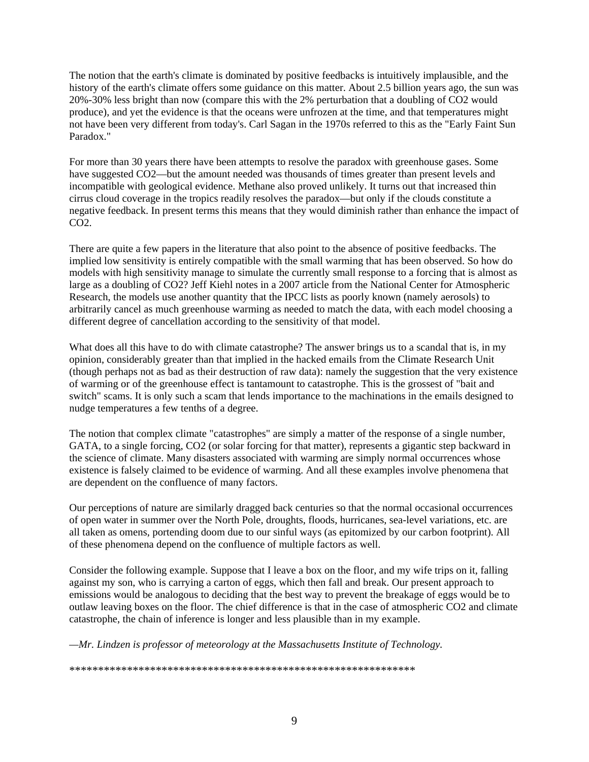The notion that the earth's climate is dominated by positive feedbacks is intuitively implausible, and the history of the earth's climate offers some guidance on this matter. About 2.5 billion years ago, the sun was 20%-30% less bright than now (compare this with the 2% perturbation that a doubling of $CO_2$ would produce), and yet the evidence is that the oceans were unfrozen at the time, and that temperatures might not have been very different from today's. Carl Sagan in the 1970s referred to this as the "Early Faint Sun Paradox."

For more than 30 years there have been attempts to resolve the paradox with greenhouse gases. Some have suggested $CO_2$—but the amount needed was thousands of times greater than present levels and incompatible with geological evidence. Methane also proved unlikely. It turns out that increased thin cirrus cloud coverage in the tropics readily resolves the paradox—but only if the clouds constitute a negative feedback. In present terms this means that they would diminish rather than enhance the impact of $CO_2$.

There are quite a few papers in the literature that also point to the absence of positive feedbacks. The implied low sensitivity is entirely compatible with the small warming that has been observed. So how do models with high sensitivity manage to simulate the currently small response to a forcing that is almost as large as a doubling of $CO_2$? Jeff Kiehl notes in a 2007 article from the National Center for Atmospheric Research, the models use another quantity that the IPCC lists as poorly known (namely aerosols) to arbitrarily cancel as much greenhouse warming as needed to match the data, with each model choosing a different degree of cancellation according to the sensitivity of that model.

What does all this have to do with climate catastrophe? The answer brings us to a scandal that is, in my opinion, considerably greater than that implied in the hacked emails from the Climate Research Unit (though perhaps not as bad as their destruction of raw data): namely the suggestion that the very existence of warming or of the greenhouse effect is tantamount to catastrophe. This is the grossest of "bait and switch" scams. It is only such a scam that lends importance to the machinations in the emails designed to nudge temperatures a few tenths of a degree.

The notion that complex climate "catastrophes" are simply a matter of the response of a single number, GATA, to a single forcing, $CO_2$ (or solar forcing for that matter), represents a gigantic step backward in the science of climate. Many disasters associated with warming are simply normal occurrences whose existence is falsely claimed to be evidence of warming. And all these examples involve phenomena that are dependent on the confluence of many factors.

Our perceptions of nature are similarly dragged back centuries so that the normal occasional occurrences of open water in summer over the North Pole, droughts, floods, hurricanes, sea-level variations, etc. are all taken as omens, portending doom due to our sinful ways (as epitomized by our carbon footprint). All of these phenomena depend on the confluence of multiple factors as well.

Consider the following example. Suppose that I leave a box on the floor, and my wife trips on it, falling against my son, who is carrying a carton of eggs, which then fall and break. Our present approach to emissions would be analogous to deciding that the best way to prevent the breakage of eggs would be to outlaw leaving boxes on the floor. The chief difference is that in the case of atmospheric $CO_2$ and climate catastrophe, the chain of inference is longer and less plausible than in my example.

*—Mr. Lindzen is professor of meteorology at the Massachusetts Institute of Technology.*

***************************************************************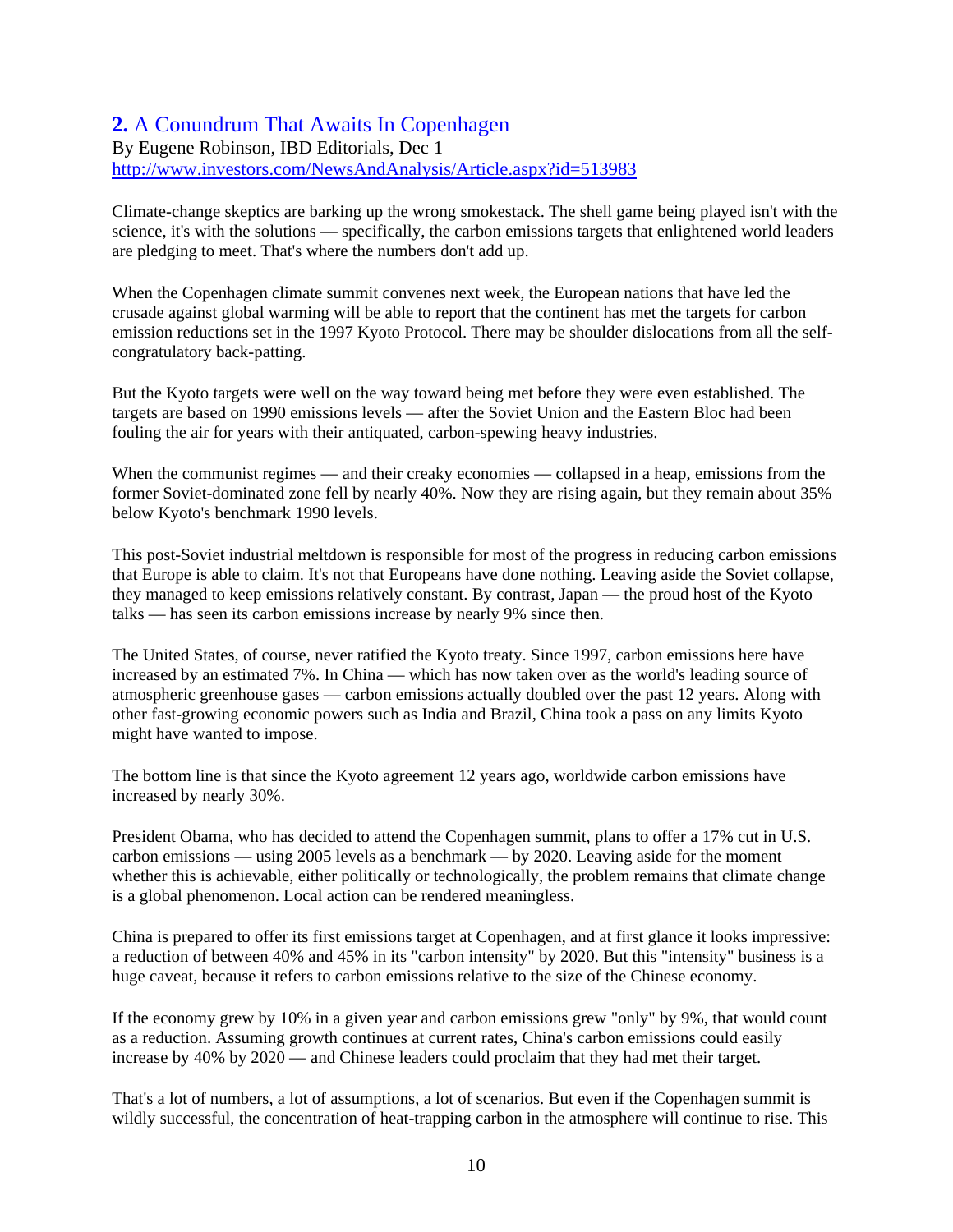## **2.** A Conundrum That Awaits In Copenhagen

By Eugene Robinson, IBD Editorials, Dec 1
http://www.investors.com/NewsAndAnalysis/Article.aspx?id=513983

Climate-change skeptics are barking up the wrong smokestack. The shell game being played isn't with the science, it's with the solutions — specifically, the carbon emissions targets that enlightened world leaders are pledging to meet. That's where the numbers don't add up.

When the Copenhagen climate summit convenes next week, the European nations that have led the crusade against global warming will be able to report that the continent has met the targets for carbon emission reductions set in the 1997 Kyoto Protocol. There may be shoulder dislocations from all the self-congratulatory back-patting.

But the Kyoto targets were well on the way toward being met before they were even established. The targets are based on 1990 emissions levels — after the Soviet Union and the Eastern Bloc had been fouling the air for years with their antiquated, carbon-spewing heavy industries.

When the communist regimes — and their creaky economies — collapsed in a heap, emissions from the former Soviet-dominated zone fell by nearly 40%. Now they are rising again, but they remain about 35% below Kyoto's benchmark 1990 levels.

This post-Soviet industrial meltdown is responsible for most of the progress in reducing carbon emissions that Europe is able to claim. It's not that Europeans have done nothing. Leaving aside the Soviet collapse, they managed to keep emissions relatively constant. By contrast, Japan — the proud host of the Kyoto talks — has seen its carbon emissions increase by nearly 9% since then.

The United States, of course, never ratified the Kyoto treaty. Since 1997, carbon emissions here have increased by an estimated 7%. In China — which has now taken over as the world's leading source of atmospheric greenhouse gases — carbon emissions actually doubled over the past 12 years. Along with other fast-growing economic powers such as India and Brazil, China took a pass on any limits Kyoto might have wanted to impose.

The bottom line is that since the Kyoto agreement 12 years ago, worldwide carbon emissions have increased by nearly 30%.

President Obama, who has decided to attend the Copenhagen summit, plans to offer a 17% cut in U.S. carbon emissions — using 2005 levels as a benchmark — by 2020. Leaving aside for the moment whether this is achievable, either politically or technologically, the problem remains that climate change is a global phenomenon. Local action can be rendered meaningless.

China is prepared to offer its first emissions target at Copenhagen, and at first glance it looks impressive: a reduction of between 40% and 45% in its "carbon intensity" by 2020. But this "intensity" business is a huge caveat, because it refers to carbon emissions relative to the size of the Chinese economy.

If the economy grew by 10% in a given year and carbon emissions grew "only" by 9%, that would count as a reduction. Assuming growth continues at current rates, China's carbon emissions could easily increase by 40% by 2020 — and Chinese leaders could proclaim that they had met their target.

That's a lot of numbers, a lot of assumptions, a lot of scenarios. But even if the Copenhagen summit is wildly successful, the concentration of heat-trapping carbon in the atmosphere will continue to rise. This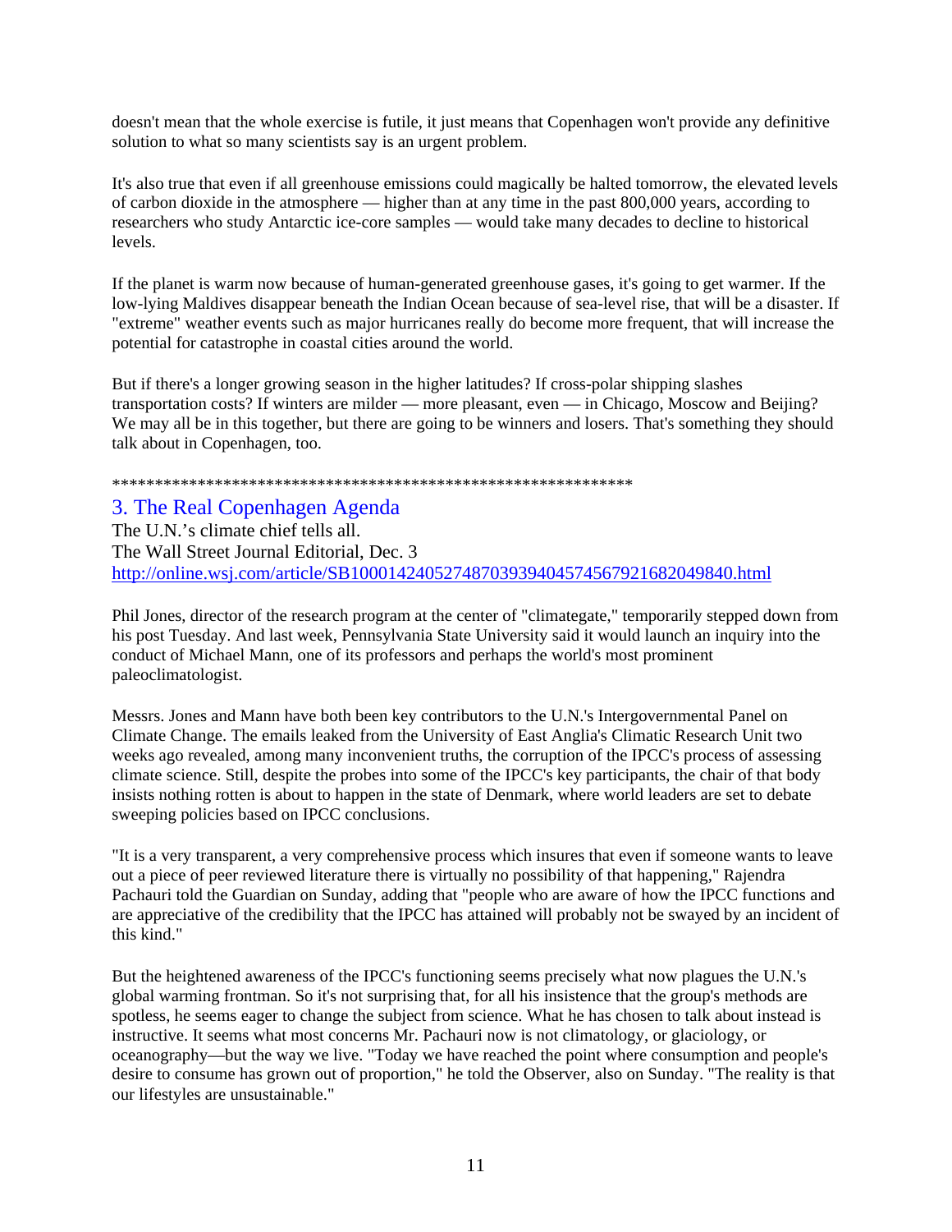doesn't mean that the whole exercise is futile, it just means that Copenhagen won't provide any definitive solution to what so many scientists say is an urgent problem.

It's also true that even if all greenhouse emissions could magically be halted tomorrow, the elevated levels of carbon dioxide in the atmosphere — higher than at any time in the past 800,000 years, according to researchers who study Antarctic ice-core samples — would take many decades to decline to historical levels.

If the planet is warm now because of human-generated greenhouse gases, it's going to get warmer. If the low-lying Maldives disappear beneath the Indian Ocean because of sea-level rise, that will be a disaster. If "extreme" weather events such as major hurricanes really do become more frequent, that will increase the potential for catastrophe in coastal cities around the world.

But if there's a longer growing season in the higher latitudes? If cross-polar shipping slashes transportation costs? If winters are milder — more pleasant, even — in Chicago, Moscow and Beijing? We may all be in this together, but there are going to be winners and losers. That's something they should talk about in Copenhagen, too.

***************************************************************

## 3. The Real Copenhagen Agenda

The U.N.'s climate chief tells all.
The Wall Street Journal Editorial, Dec. 3
http://online.wsj.com/article/SB10001424052748703939404574567921682049840.html

Phil Jones, director of the research program at the center of "climategate," temporarily stepped down from his post Tuesday. And last week, Pennsylvania State University said it would launch an inquiry into the conduct of Michael Mann, one of its professors and perhaps the world's most prominent paleoclimatologist.

Messrs. Jones and Mann have both been key contributors to the U.N.'s Intergovernmental Panel on Climate Change. The emails leaked from the University of East Anglia's Climatic Research Unit two weeks ago revealed, among many inconvenient truths, the corruption of the IPCC's process of assessing climate science. Still, despite the probes into some of the IPCC's key participants, the chair of that body insists nothing rotten is about to happen in the state of Denmark, where world leaders are set to debate sweeping policies based on IPCC conclusions.

"It is a very transparent, a very comprehensive process which insures that even if someone wants to leave out a piece of peer reviewed literature there is virtually no possibility of that happening," Rajendra Pachauri told the Guardian on Sunday, adding that "people who are aware of how the IPCC functions and are appreciative of the credibility that the IPCC has attained will probably not be swayed by an incident of this kind."

But the heightened awareness of the IPCC's functioning seems precisely what now plagues the U.N.'s global warming frontman. So it's not surprising that, for all his insistence that the group's methods are spotless, he seems eager to change the subject from science. What he has chosen to talk about instead is instructive. It seems what most concerns Mr. Pachauri now is not climatology, or glaciology, or oceanography—but the way we live. "Today we have reached the point where consumption and people's desire to consume has grown out of proportion," he told the Observer, also on Sunday. "The reality is that our lifestyles are unsustainable."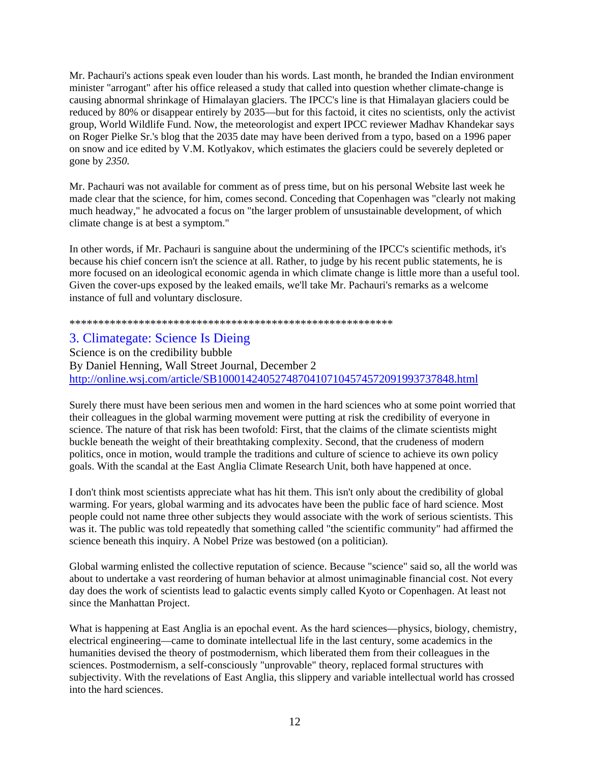Mr. Pachauri's actions speak even louder than his words. Last month, he branded the Indian environment minister "arrogant" after his office released a study that called into question whether climate-change is causing abnormal shrinkage of Himalayan glaciers. The IPCC's line is that Himalayan glaciers could be reduced by 80% or disappear entirely by 2035—but for this factoid, it cites no scientists, only the activist group, World Wildlife Fund. Now, the meteorologist and expert IPCC reviewer Madhav Khandekar says on Roger Pielke Sr.'s blog that the 2035 date may have been derived from a typo, based on a 1996 paper on snow and ice edited by V.M. Kotlyakov, which estimates the glaciers could be severely depleted or gone by *2350.*

Mr. Pachauri was not available for comment as of press time, but on his personal Website last week he made clear that the science, for him, comes second. Conceding that Copenhagen was "clearly not making much headway," he advocated a focus on "the larger problem of unsustainable development, of which climate change is at best a symptom."

In other words, if Mr. Pachauri is sanguine about the undermining of the IPCC's scientific methods, it's because his chief concern isn't the science at all. Rather, to judge by his recent public statements, he is more focused on an ideological economic agenda in which climate change is little more than a useful tool. Given the cover-ups exposed by the leaked emails, we'll take Mr. Pachauri's remarks as a welcome instance of full and voluntary disclosure.

*********************************************************

## 3. Climategate: Science Is Dieing

Science is on the credibility bubble
By Daniel Henning, Wall Street Journal, December 2
http://online.wsj.com/article/SB10001424052748704107104574572091993737848.html

Surely there must have been serious men and women in the hard sciences who at some point worried that their colleagues in the global warming movement were putting at risk the credibility of everyone in science. The nature of that risk has been twofold: First, that the claims of the climate scientists might buckle beneath the weight of their breathtaking complexity. Second, that the crudeness of modern politics, once in motion, would trample the traditions and culture of science to achieve its own policy goals. With the scandal at the East Anglia Climate Research Unit, both have happened at once.

I don't think most scientists appreciate what has hit them. This isn't only about the credibility of global warming. For years, global warming and its advocates have been the public face of hard science. Most people could not name three other subjects they would associate with the work of serious scientists. This was it. The public was told repeatedly that something called "the scientific community" had affirmed the science beneath this inquiry. A Nobel Prize was bestowed (on a politician).

Global warming enlisted the collective reputation of science. Because "science" said so, all the world was about to undertake a vast reordering of human behavior at almost unimaginable financial cost. Not every day does the work of scientists lead to galactic events simply called Kyoto or Copenhagen. At least not since the Manhattan Project.

What is happening at East Anglia is an epochal event. As the hard sciences—physics, biology, chemistry, electrical engineering—came to dominate intellectual life in the last century, some academics in the humanities devised the theory of postmodernism, which liberated them from their colleagues in the sciences. Postmodernism, a self-consciously "unprovable" theory, replaced formal structures with subjectivity. With the revelations of East Anglia, this slippery and variable intellectual world has crossed into the hard sciences.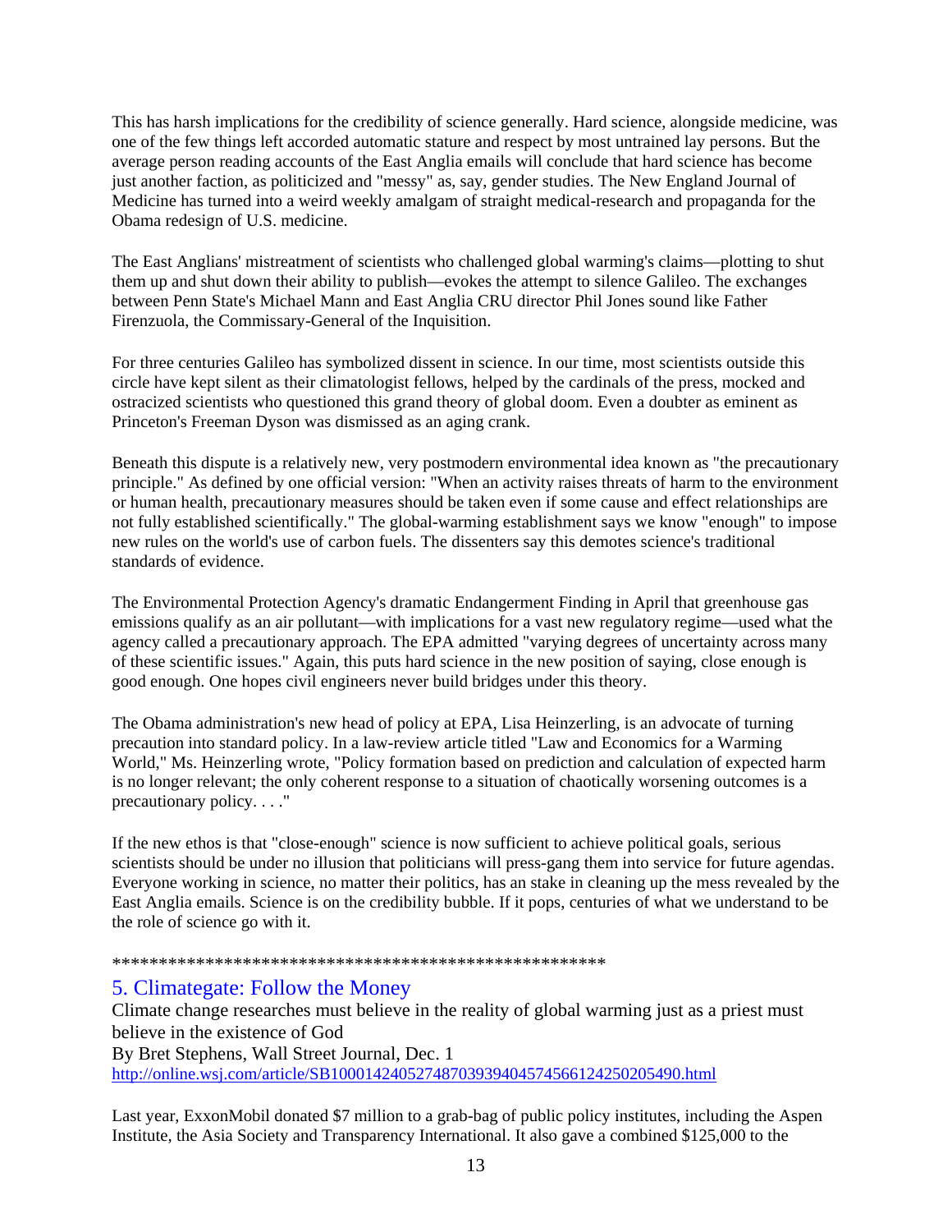This has harsh implications for the credibility of science generally. Hard science, alongside medicine, was one of the few things left accorded automatic stature and respect by most untrained lay persons. But the average person reading accounts of the East Anglia emails will conclude that hard science has become just another faction, as politicized and "messy" as, say, gender studies. The New England Journal of Medicine has turned into a weird weekly amalgam of straight medical-research and propaganda for the Obama redesign of U.S. medicine.

The East Anglians' mistreatment of scientists who challenged global warming's claims—plotting to shut them up and shut down their ability to publish—evokes the attempt to silence Galileo. The exchanges between Penn State's Michael Mann and East Anglia CRU director Phil Jones sound like Father Firenzuola, the Commissary-General of the Inquisition.

For three centuries Galileo has symbolized dissent in science. In our time, most scientists outside this circle have kept silent as their climatologist fellows, helped by the cardinals of the press, mocked and ostracized scientists who questioned this grand theory of global doom. Even a doubter as eminent as Princeton's Freeman Dyson was dismissed as an aging crank.

Beneath this dispute is a relatively new, very postmodern environmental idea known as "the precautionary principle." As defined by one official version: "When an activity raises threats of harm to the environment or human health, precautionary measures should be taken even if some cause and effect relationships are not fully established scientifically." The global-warming establishment says we know "enough" to impose new rules on the world's use of carbon fuels. The dissenters say this demotes science's traditional standards of evidence.

The Environmental Protection Agency's dramatic Endangerment Finding in April that greenhouse gas emissions qualify as an air pollutant—with implications for a vast new regulatory regime—used what the agency called a precautionary approach. The EPA admitted "varying degrees of uncertainty across many of these scientific issues." Again, this puts hard science in the new position of saying, close enough is good enough. One hopes civil engineers never build bridges under this theory.

The Obama administration's new head of policy at EPA, Lisa Heinzerling, is an advocate of turning precaution into standard policy. In a law-review article titled "Law and Economics for a Warming World," Ms. Heinzerling wrote, "Policy formation based on prediction and calculation of expected harm is no longer relevant; the only coherent response to a situation of chaotically worsening outcomes is a precautionary policy. . . ."

If the new ethos is that "close-enough" science is now sufficient to achieve political goals, serious scientists should be under no illusion that politicians will press-gang them into service for future agendas. Everyone working in science, no matter their politics, has an stake in cleaning up the mess revealed by the East Anglia emails. Science is on the credibility bubble. If it pops, centuries of what we understand to be the role of science go with it.

*******************************************************

## 5. Climategate: Follow the Money

Climate change researches must believe in the reality of global warming just as a priest must believe in the existence of God

By Bret Stephens, Wall Street Journal, Dec. 1

http://online.wsj.com/article/SB10001424052748703939404574566124250205490.html

Last year, ExxonMobil donated $7 million to a grab-bag of public policy institutes, including the Aspen Institute, the Asia Society and Transparency International. It also gave a combined $125,000 to the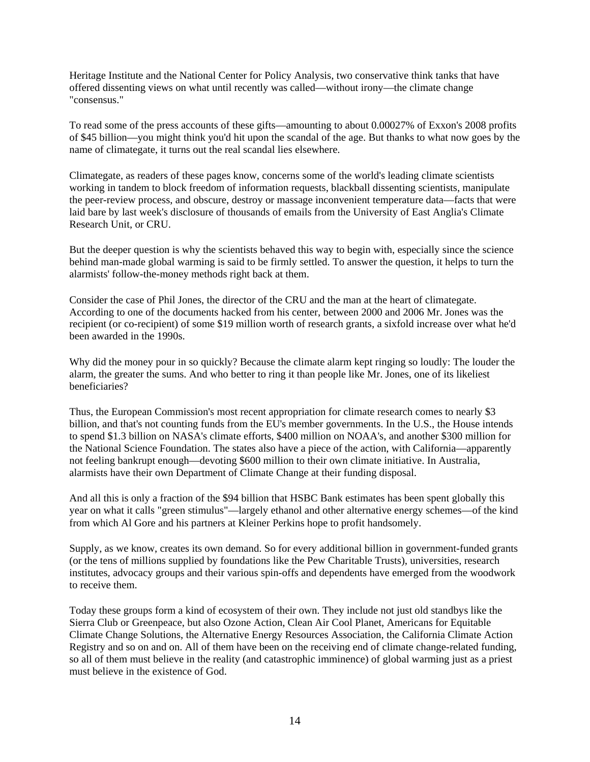Heritage Institute and the National Center for Policy Analysis, two conservative think tanks that have offered dissenting views on what until recently was called—without irony—the climate change "consensus."

To read some of the press accounts of these gifts—amounting to about 0.00027% of Exxon's 2008 profits of $45 billion—you might think you'd hit upon the scandal of the age. But thanks to what now goes by the name of climategate, it turns out the real scandal lies elsewhere.

Climategate, as readers of these pages know, concerns some of the world's leading climate scientists working in tandem to block freedom of information requests, blackball dissenting scientists, manipulate the peer-review process, and obscure, destroy or massage inconvenient temperature data—facts that were laid bare by last week's disclosure of thousands of emails from the University of East Anglia's Climate Research Unit, or CRU.

But the deeper question is why the scientists behaved this way to begin with, especially since the science behind man-made global warming is said to be firmly settled. To answer the question, it helps to turn the alarmists' follow-the-money methods right back at them.

Consider the case of Phil Jones, the director of the CRU and the man at the heart of climategate. According to one of the documents hacked from his center, between 2000 and 2006 Mr. Jones was the recipient (or co-recipient) of some $19 million worth of research grants, a sixfold increase over what he'd been awarded in the 1990s.

Why did the money pour in so quickly? Because the climate alarm kept ringing so loudly: The louder the alarm, the greater the sums. And who better to ring it than people like Mr. Jones, one of its likeliest beneficiaries?

Thus, the European Commission's most recent appropriation for climate research comes to nearly $3 billion, and that's not counting funds from the EU's member governments. In the U.S., the House intends to spend $1.3 billion on NASA's climate efforts, $400 million on NOAA's, and another $300 million for the National Science Foundation. The states also have a piece of the action, with California—apparently not feeling bankrupt enough—devoting $600 million to their own climate initiative. In Australia, alarmists have their own Department of Climate Change at their funding disposal.

And all this is only a fraction of the $94 billion that HSBC Bank estimates has been spent globally this year on what it calls "green stimulus"—largely ethanol and other alternative energy schemes—of the kind from which Al Gore and his partners at Kleiner Perkins hope to profit handsomely.

Supply, as we know, creates its own demand. So for every additional billion in government-funded grants (or the tens of millions supplied by foundations like the Pew Charitable Trusts), universities, research institutes, advocacy groups and their various spin-offs and dependents have emerged from the woodwork to receive them.

Today these groups form a kind of ecosystem of their own. They include not just old standbys like the Sierra Club or Greenpeace, but also Ozone Action, Clean Air Cool Planet, Americans for Equitable Climate Change Solutions, the Alternative Energy Resources Association, the California Climate Action Registry and so on and on. All of them have been on the receiving end of climate change-related funding, so all of them must believe in the reality (and catastrophic imminence) of global warming just as a priest must believe in the existence of God.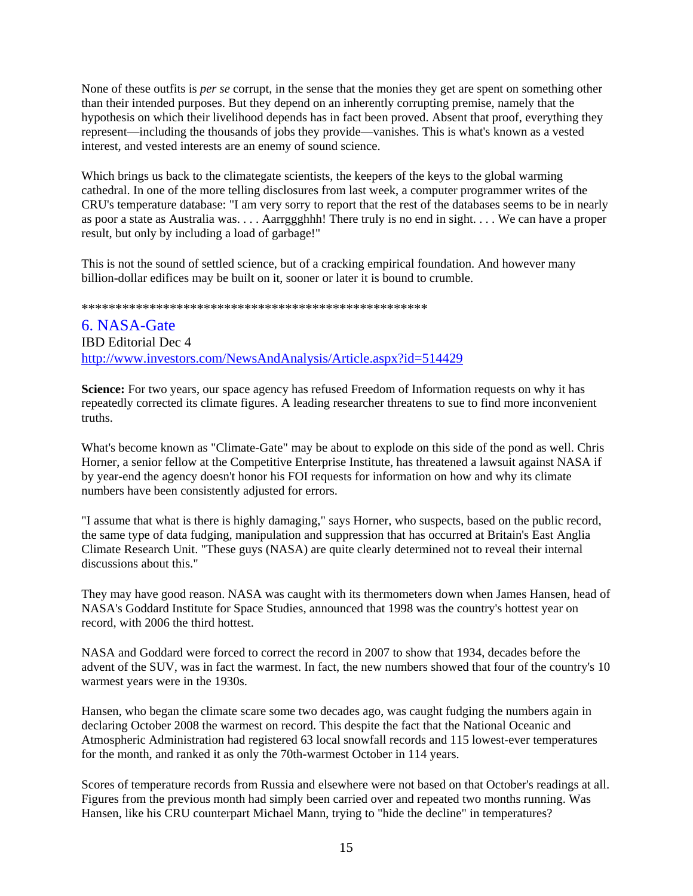None of these outfits is *per se* corrupt, in the sense that the monies they get are spent on something other than their intended purposes. But they depend on an inherently corrupting premise, namely that the hypothesis on which their livelihood depends has in fact been proved. Absent that proof, everything they represent—including the thousands of jobs they provide—vanishes. This is what's known as a vested interest, and vested interests are an enemy of sound science.

Which brings us back to the climategate scientists, the keepers of the keys to the global warming cathedral. In one of the more telling disclosures from last week, a computer programmer writes of the CRU's temperature database: "I am very sorry to report that the rest of the databases seems to be in nearly as poor a state as Australia was. . . . Aarrggghhh! There truly is no end in sight. . . . We can have a proper result, but only by including a load of garbage!"

This is not the sound of settled science, but of a cracking empirical foundation. And however many billion-dollar edifices may be built on it, sooner or later it is bound to crumble.

****************************************************

## 6. NASA-Gate

IBD Editorial Dec 4
http://www.investors.com/NewsAndAnalysis/Article.aspx?id=514429

**Science:** For two years, our space agency has refused Freedom of Information requests on why it has repeatedly corrected its climate figures. A leading researcher threatens to sue to find more inconvenient truths.

What's become known as "Climate-Gate" may be about to explode on this side of the pond as well. Chris Horner, a senior fellow at the Competitive Enterprise Institute, has threatened a lawsuit against NASA if by year-end the agency doesn't honor his FOI requests for information on how and why its climate numbers have been consistently adjusted for errors.

"I assume that what is there is highly damaging," says Horner, who suspects, based on the public record, the same type of data fudging, manipulation and suppression that has occurred at Britain's East Anglia Climate Research Unit. "These guys (NASA) are quite clearly determined not to reveal their internal discussions about this."

They may have good reason. NASA was caught with its thermometers down when James Hansen, head of NASA's Goddard Institute for Space Studies, announced that 1998 was the country's hottest year on record, with 2006 the third hottest.

NASA and Goddard were forced to correct the record in 2007 to show that 1934, decades before the advent of the SUV, was in fact the warmest. In fact, the new numbers showed that four of the country's 10 warmest years were in the 1930s.

Hansen, who began the climate scare some two decades ago, was caught fudging the numbers again in declaring October 2008 the warmest on record. This despite the fact that the National Oceanic and Atmospheric Administration had registered 63 local snowfall records and 115 lowest-ever temperatures for the month, and ranked it as only the 70th-warmest October in 114 years.

Scores of temperature records from Russia and elsewhere were not based on that October's readings at all. Figures from the previous month had simply been carried over and repeated two months running. Was Hansen, like his CRU counterpart Michael Mann, trying to "hide the decline" in temperatures?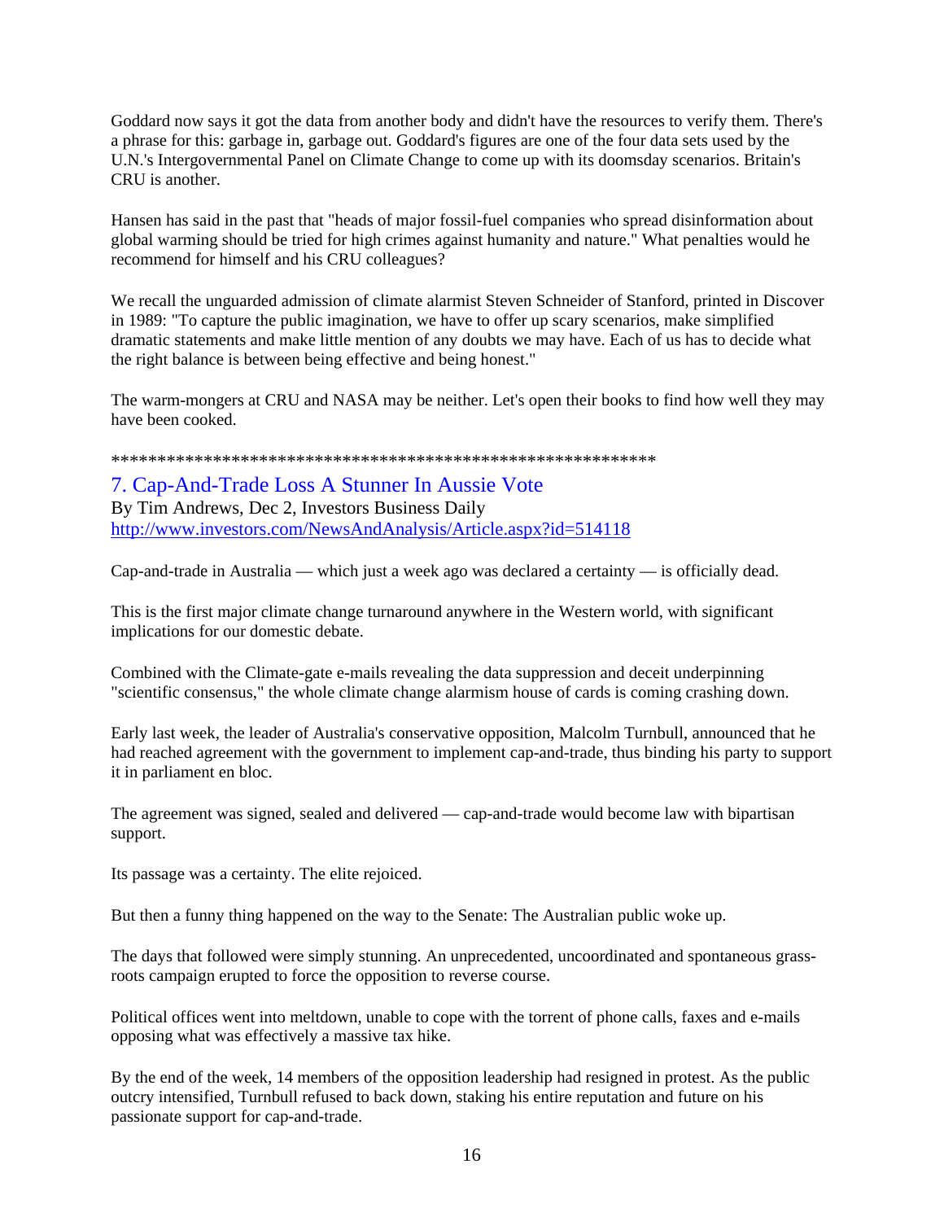Goddard now says it got the data from another body and didn't have the resources to verify them. There's a phrase for this: garbage in, garbage out. Goddard's figures are one of the four data sets used by the U.N.'s Intergovernmental Panel on Climate Change to come up with its doomsday scenarios. Britain's CRU is another.

Hansen has said in the past that "heads of major fossil-fuel companies who spread disinformation about global warming should be tried for high crimes against humanity and nature." What penalties would he recommend for himself and his CRU colleagues?

We recall the unguarded admission of climate alarmist Steven Schneider of Stanford, printed in Discover in 1989: "To capture the public imagination, we have to offer up scary scenarios, make simplified dramatic statements and make little mention of any doubts we may have. Each of us has to decide what the right balance is between being effective and being honest."

The warm-mongers at CRU and NASA may be neither. Let's open their books to find how well they may have been cooked.

************************************************************

## 7. Cap-And-Trade Loss A Stunner In Aussie Vote

By Tim Andrews, Dec 2, Investors Business Daily
http://www.investors.com/NewsAndAnalysis/Article.aspx?id=514118

Cap-and-trade in Australia — which just a week ago was declared a certainty — is officially dead.

This is the first major climate change turnaround anywhere in the Western world, with significant implications for our domestic debate.

Combined with the Climate-gate e-mails revealing the data suppression and deceit underpinning "scientific consensus," the whole climate change alarmism house of cards is coming crashing down.

Early last week, the leader of Australia's conservative opposition, Malcolm Turnbull, announced that he had reached agreement with the government to implement cap-and-trade, thus binding his party to support it in parliament en bloc.

The agreement was signed, sealed and delivered — cap-and-trade would become law with bipartisan support.

Its passage was a certainty. The elite rejoiced.

But then a funny thing happened on the way to the Senate: The Australian public woke up.

The days that followed were simply stunning. An unprecedented, uncoordinated and spontaneous grass-roots campaign erupted to force the opposition to reverse course.

Political offices went into meltdown, unable to cope with the torrent of phone calls, faxes and e-mails opposing what was effectively a massive tax hike.

By the end of the week, 14 members of the opposition leadership had resigned in protest. As the public outcry intensified, Turnbull refused to back down, staking his entire reputation and future on his passionate support for cap-and-trade.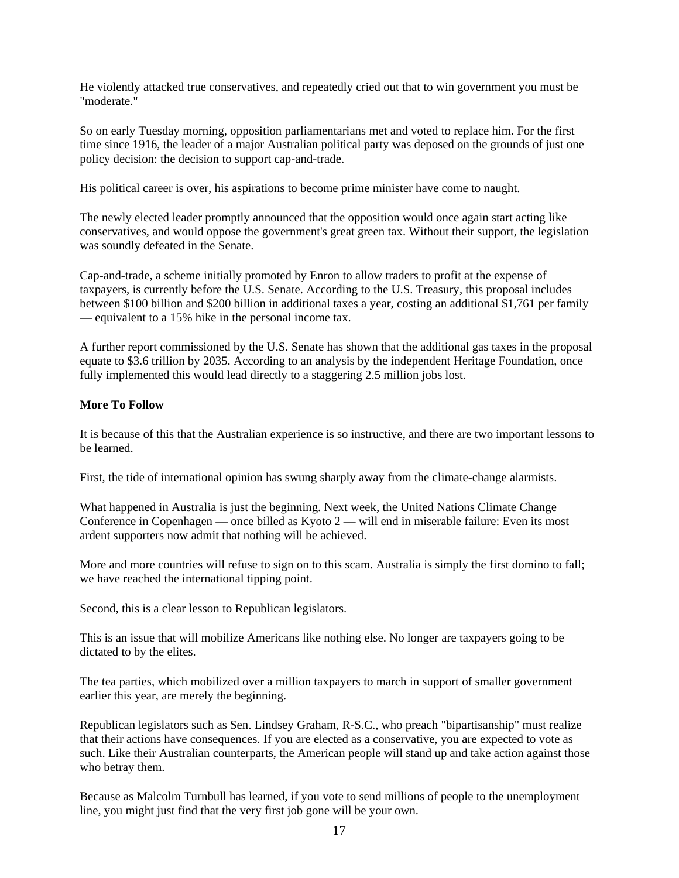He violently attacked true conservatives, and repeatedly cried out that to win government you must be "moderate."

So on early Tuesday morning, opposition parliamentarians met and voted to replace him. For the first time since 1916, the leader of a major Australian political party was deposed on the grounds of just one policy decision: the decision to support cap-and-trade.

His political career is over, his aspirations to become prime minister have come to naught.

The newly elected leader promptly announced that the opposition would once again start acting like conservatives, and would oppose the government's great green tax. Without their support, the legislation was soundly defeated in the Senate.

Cap-and-trade, a scheme initially promoted by Enron to allow traders to profit at the expense of taxpayers, is currently before the U.S. Senate. According to the U.S. Treasury, this proposal includes between $100 billion and $200 billion in additional taxes a year, costing an additional $1,761 per family — equivalent to a 15% hike in the personal income tax.

A further report commissioned by the U.S. Senate has shown that the additional gas taxes in the proposal equate to $3.6 trillion by 2035. According to an analysis by the independent Heritage Foundation, once fully implemented this would lead directly to a staggering 2.5 million jobs lost.

**More To Follow**

It is because of this that the Australian experience is so instructive, and there are two important lessons to be learned.

First, the tide of international opinion has swung sharply away from the climate-change alarmists.

What happened in Australia is just the beginning. Next week, the United Nations Climate Change Conference in Copenhagen — once billed as Kyoto 2 — will end in miserable failure: Even its most ardent supporters now admit that nothing will be achieved.

More and more countries will refuse to sign on to this scam. Australia is simply the first domino to fall; we have reached the international tipping point.

Second, this is a clear lesson to Republican legislators.

This is an issue that will mobilize Americans like nothing else. No longer are taxpayers going to be dictated to by the elites.

The tea parties, which mobilized over a million taxpayers to march in support of smaller government earlier this year, are merely the beginning.

Republican legislators such as Sen. Lindsey Graham, R-S.C., who preach "bipartisanship" must realize that their actions have consequences. If you are elected as a conservative, you are expected to vote as such. Like their Australian counterparts, the American people will stand up and take action against those who betray them.

Because as Malcolm Turnbull has learned, if you vote to send millions of people to the unemployment line, you might just find that the very first job gone will be your own.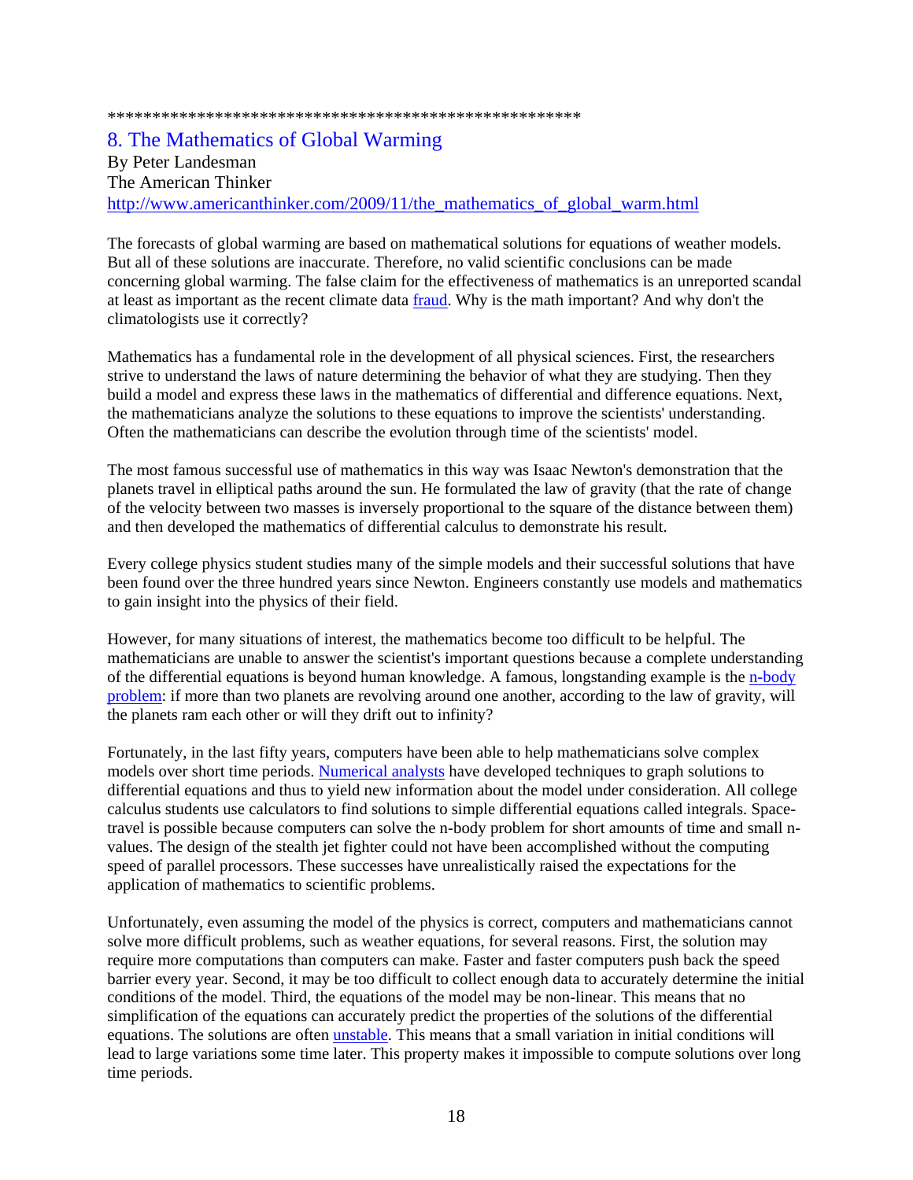****************************************************

## 8. The Mathematics of Global Warming

By Peter Landesman
The American Thinker
http://www.americanthinker.com/2009/11/the_mathematics_of_global_warm.html

The forecasts of global warming are based on mathematical solutions for equations of weather models. But all of these solutions are inaccurate. Therefore, no valid scientific conclusions can be made concerning global warming. The false claim for the effectiveness of mathematics is an unreported scandal at least as important as the recent climate data fraud. Why is the math important? And why don't the climatologists use it correctly?

Mathematics has a fundamental role in the development of all physical sciences. First, the researchers strive to understand the laws of nature determining the behavior of what they are studying. Then they build a model and express these laws in the mathematics of differential and difference equations. Next, the mathematicians analyze the solutions to these equations to improve the scientists' understanding. Often the mathematicians can describe the evolution through time of the scientists' model.

The most famous successful use of mathematics in this way was Isaac Newton's demonstration that the planets travel in elliptical paths around the sun. He formulated the law of gravity (that the rate of change of the velocity between two masses is inversely proportional to the square of the distance between them) and then developed the mathematics of differential calculus to demonstrate his result.

Every college physics student studies many of the simple models and their successful solutions that have been found over the three hundred years since Newton. Engineers constantly use models and mathematics to gain insight into the physics of their field.

However, for many situations of interest, the mathematics become too difficult to be helpful. The mathematicians are unable to answer the scientist's important questions because a complete understanding of the differential equations is beyond human knowledge. A famous, longstanding example is the n-body problem: if more than two planets are revolving around one another, according to the law of gravity, will the planets ram each other or will they drift out to infinity?

Fortunately, in the last fifty years, computers have been able to help mathematicians solve complex models over short time periods. Numerical analysts have developed techniques to graph solutions to differential equations and thus to yield new information about the model under consideration. All college calculus students use calculators to find solutions to simple differential equations called integrals. Space-travel is possible because computers can solve the n-body problem for short amounts of time and small n-values. The design of the stealth jet fighter could not have been accomplished without the computing speed of parallel processors. These successes have unrealistically raised the expectations for the application of mathematics to scientific problems.

Unfortunately, even assuming the model of the physics is correct, computers and mathematicians cannot solve more difficult problems, such as weather equations, for several reasons. First, the solution may require more computations than computers can make. Faster and faster computers push back the speed barrier every year. Second, it may be too difficult to collect enough data to accurately determine the initial conditions of the model. Third, the equations of the model may be non-linear. This means that no simplification of the equations can accurately predict the properties of the solutions of the differential equations. The solutions are often unstable. This means that a small variation in initial conditions will lead to large variations some time later. This property makes it impossible to compute solutions over long time periods.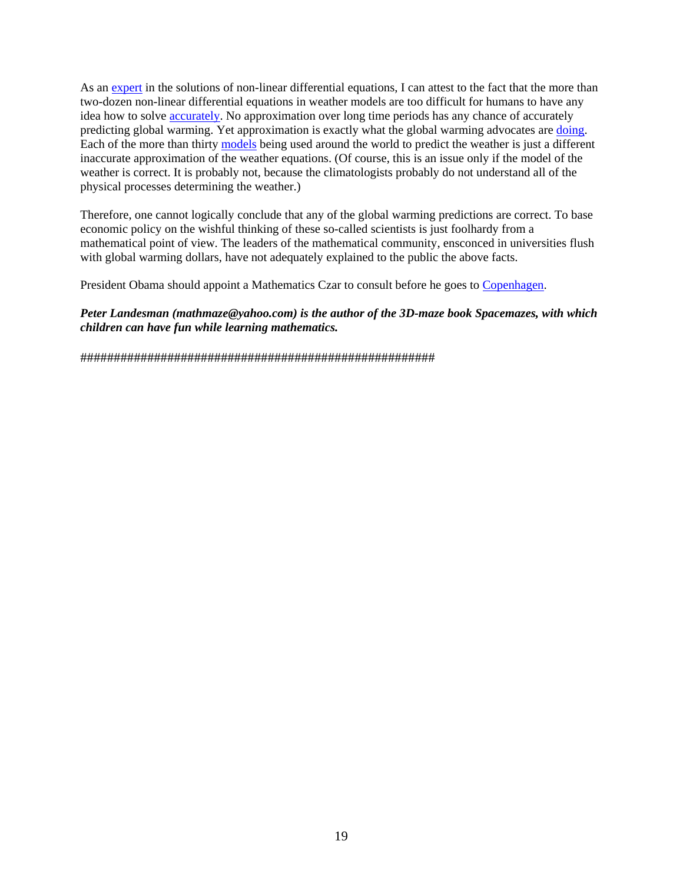As an expert in the solutions of non-linear differential equations, I can attest to the fact that the more than two-dozen non-linear differential equations in weather models are too difficult for humans to have any idea how to solve accurately. No approximation over long time periods has any chance of accurately predicting global warming. Yet approximation is exactly what the global warming advocates are doing. Each of the more than thirty models being used around the world to predict the weather is just a different inaccurate approximation of the weather equations. (Of course, this is an issue only if the model of the weather is correct. It is probably not, because the climatologists probably do not understand all of the physical processes determining the weather.)

Therefore, one cannot logically conclude that any of the global warming predictions are correct. To base economic policy on the wishful thinking of these so-called scientists is just foolhardy from a mathematical point of view. The leaders of the mathematical community, ensconced in universities flush with global warming dollars, have not adequately explained to the public the above facts.

President Obama should appoint a Mathematics Czar to consult before he goes to Copenhagen.

***Peter Landesman (mathmaze@yahoo.com) is the author of the 3D-maze book Spacemazes, with which children can have fun while learning mathematics.***

######################################################